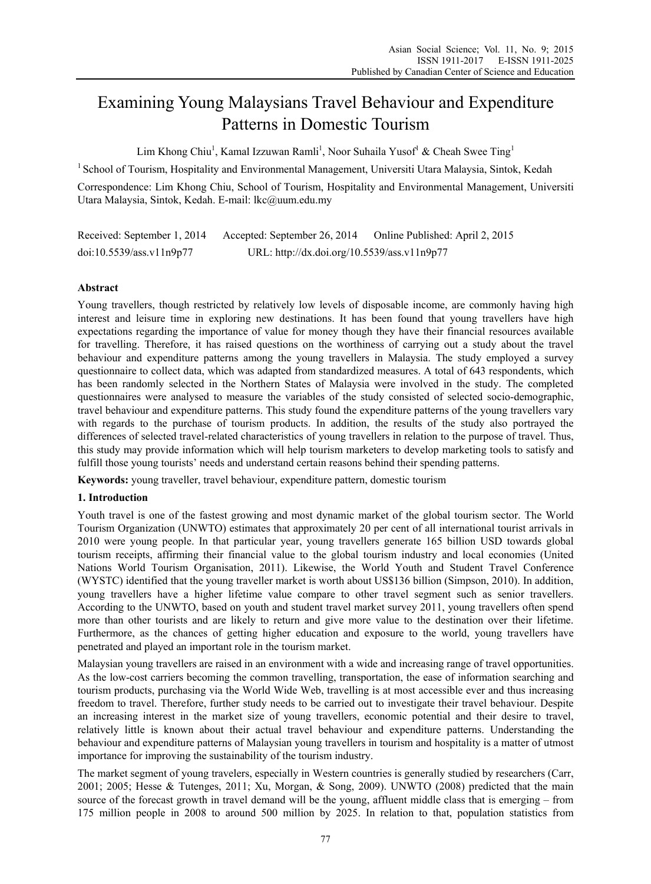# Examining Young Malaysians Travel Behaviour and Expenditure Patterns in Domestic Tourism

Lim Khong Chiu[1], Kamal Izzuwan Ramli[1], Noor Suhaila Yusof[1] & Cheah Swee Ting[1]

[1] School of Tourism, Hospitality and Environmental Management, Universiti Utara Malaysia, Sintok, Kedah

Correspondence: Lim Khong Chiu, School of Tourism, Hospitality and Environmental Management, Universiti Utara Malaysia, Sintok, Kedah. E-mail: lkc@uum.edu.my

Received: September 1, 2014 Accepted: September 26, 2014 Online Published: April 2, 2015

doi:10.5539/ass.v11n9p77 URL: http://dx.doi.org/10.5539/ass.v11n9p77

## Abstract

Young travellers, though restricted by relatively low levels of disposable income, are commonly having high interest and leisure time in exploring new destinations. It has been found that young travellers have high expectations regarding the importance of value for money though they have their financial resources available for travelling. Therefore, it has raised questions on the worthiness of carrying out a study about the travel behaviour and expenditure patterns among the young travellers in Malaysia. The study employed a survey questionnaire to collect data, which was adapted from standardized measures. A total of 643 respondents, which has been randomly selected in the Northern States of Malaysia were involved in the study. The completed questionnaires were analysed to measure the variables of the study consisted of selected socio-demographic, travel behaviour and expenditure patterns. This study found the expenditure patterns of the young travellers vary with regards to the purchase of tourism products. In addition, the results of the study also portrayed the differences of selected travel-related characteristics of young travellers in relation to the purpose of travel. Thus, this study may provide information which will help tourism marketers to develop marketing tools to satisfy and fulfill those young tourists' needs and understand certain reasons behind their spending patterns.

**Keywords:** young traveller, travel behaviour, expenditure pattern, domestic tourism

## 1. Introduction

Youth travel is one of the fastest growing and most dynamic market of the global tourism sector. The World Tourism Organization (UNWTO) estimates that approximately 20 per cent of all international tourist arrivals in 2010 were young people. In that particular year, young travellers generate 165 billion USD towards global tourism receipts, affirming their financial value to the global tourism industry and local economies (United Nations World Tourism Organisation, 2011). Likewise, the World Youth and Student Travel Conference (WYSTC) identified that the young traveller market is worth about US$136 billion (Simpson, 2010). In addition, young travellers have a higher lifetime value compare to other travel segment such as senior travellers. According to the UNWTO, based on youth and student travel market survey 2011, young travellers often spend more than other tourists and are likely to return and give more value to the destination over their lifetime. Furthermore, as the chances of getting higher education and exposure to the world, young travellers have penetrated and played an important role in the tourism market.

Malaysian young travellers are raised in an environment with a wide and increasing range of travel opportunities. As the low-cost carriers becoming the common travelling, transportation, the ease of information searching and tourism products, purchasing via the World Wide Web, travelling is at most accessible ever and thus increasing freedom to travel. Therefore, further study needs to be carried out to investigate their travel behaviour. Despite an increasing interest in the market size of young travellers, economic potential and their desire to travel, relatively little is known about their actual travel behaviour and expenditure patterns. Understanding the behaviour and expenditure patterns of Malaysian young travellers in tourism and hospitality is a matter of utmost importance for improving the sustainability of the tourism industry.

The market segment of young travelers, especially in Western countries is generally studied by researchers (Carr, 2001; 2005; Hesse & Tutenges, 2011; Xu, Morgan, & Song, 2009). UNWTO (2008) predicted that the main source of the forecast growth in travel demand will be the young, affluent middle class that is emerging – from 175 million people in 2008 to around 500 million by 2025. In relation to that, population statistics from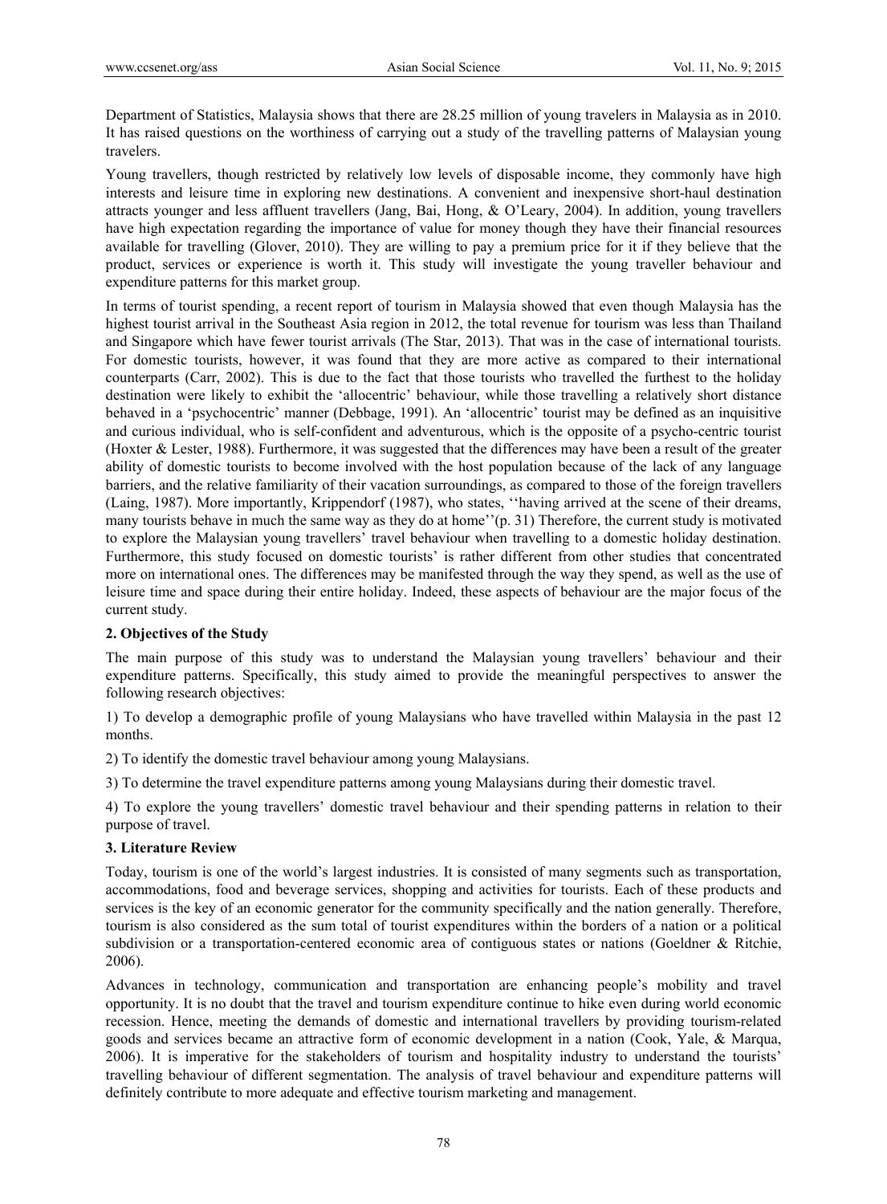Department of Statistics, Malaysia shows that there are 28.25 million of young travelers in Malaysia as in 2010. It has raised questions on the worthiness of carrying out a study of the travelling patterns of Malaysian young travelers.

Young travellers, though restricted by relatively low levels of disposable income, they commonly have high interests and leisure time in exploring new destinations. A convenient and inexpensive short-haul destination attracts younger and less affluent travellers (Jang, Bai, Hong, & O'Leary, 2004). In addition, young travellers have high expectation regarding the importance of value for money though they have their financial resources available for travelling (Glover, 2010). They are willing to pay a premium price for it if they believe that the product, services or experience is worth it. This study will investigate the young traveller behaviour and expenditure patterns for this market group.

In terms of tourist spending, a recent report of tourism in Malaysia showed that even though Malaysia has the highest tourist arrival in the Southeast Asia region in 2012, the total revenue for tourism was less than Thailand and Singapore which have fewer tourist arrivals (The Star, 2013). That was in the case of international tourists. For domestic tourists, however, it was found that they are more active as compared to their international counterparts (Carr, 2002). This is due to the fact that those tourists who travelled the furthest to the holiday destination were likely to exhibit the 'allocentric' behaviour, while those travelling a relatively short distance behaved in a 'psychocentric' manner (Debbage, 1991). An 'allocentric' tourist may be defined as an inquisitive and curious individual, who is self-confident and adventurous, which is the opposite of a psycho-centric tourist (Hoxter & Lester, 1988). Furthermore, it was suggested that the differences may have been a result of the greater ability of domestic tourists to become involved with the host population because of the lack of any language barriers, and the relative familiarity of their vacation surroundings, as compared to those of the foreign travellers (Laing, 1987). More importantly, Krippendorf (1987), who states, ''having arrived at the scene of their dreams, many tourists behave in much the same way as they do at home''(p. 31) Therefore, the current study is motivated to explore the Malaysian young travellers' travel behaviour when travelling to a domestic holiday destination. Furthermore, this study focused on domestic tourists' is rather different from other studies that concentrated more on international ones. The differences may be manifested through the way they spend, as well as the use of leisure time and space during their entire holiday. Indeed, these aspects of behaviour are the major focus of the current study.

## 2. Objectives of the Study

The main purpose of this study was to understand the Malaysian young travellers' behaviour and their expenditure patterns. Specifically, this study aimed to provide the meaningful perspectives to answer the following research objectives:

1) To develop a demographic profile of young Malaysians who have travelled within Malaysia in the past 12 months.

2) To identify the domestic travel behaviour among young Malaysians.

3) To determine the travel expenditure patterns among young Malaysians during their domestic travel.

4) To explore the young travellers' domestic travel behaviour and their spending patterns in relation to their purpose of travel.

## 3. Literature Review

Today, tourism is one of the world's largest industries. It is consisted of many segments such as transportation, accommodations, food and beverage services, shopping and activities for tourists. Each of these products and services is the key of an economic generator for the community specifically and the nation generally. Therefore, tourism is also considered as the sum total of tourist expenditures within the borders of a nation or a political subdivision or a transportation-centered economic area of contiguous states or nations (Goeldner & Ritchie, 2006).

Advances in technology, communication and transportation are enhancing people's mobility and travel opportunity. It is no doubt that the travel and tourism expenditure continue to hike even during world economic recession. Hence, meeting the demands of domestic and international travellers by providing tourism-related goods and services became an attractive form of economic development in a nation (Cook, Yale, & Marqua, 2006). It is imperative for the stakeholders of tourism and hospitality industry to understand the tourists' travelling behaviour of different segmentation. The analysis of travel behaviour and expenditure patterns will definitely contribute to more adequate and effective tourism marketing and management.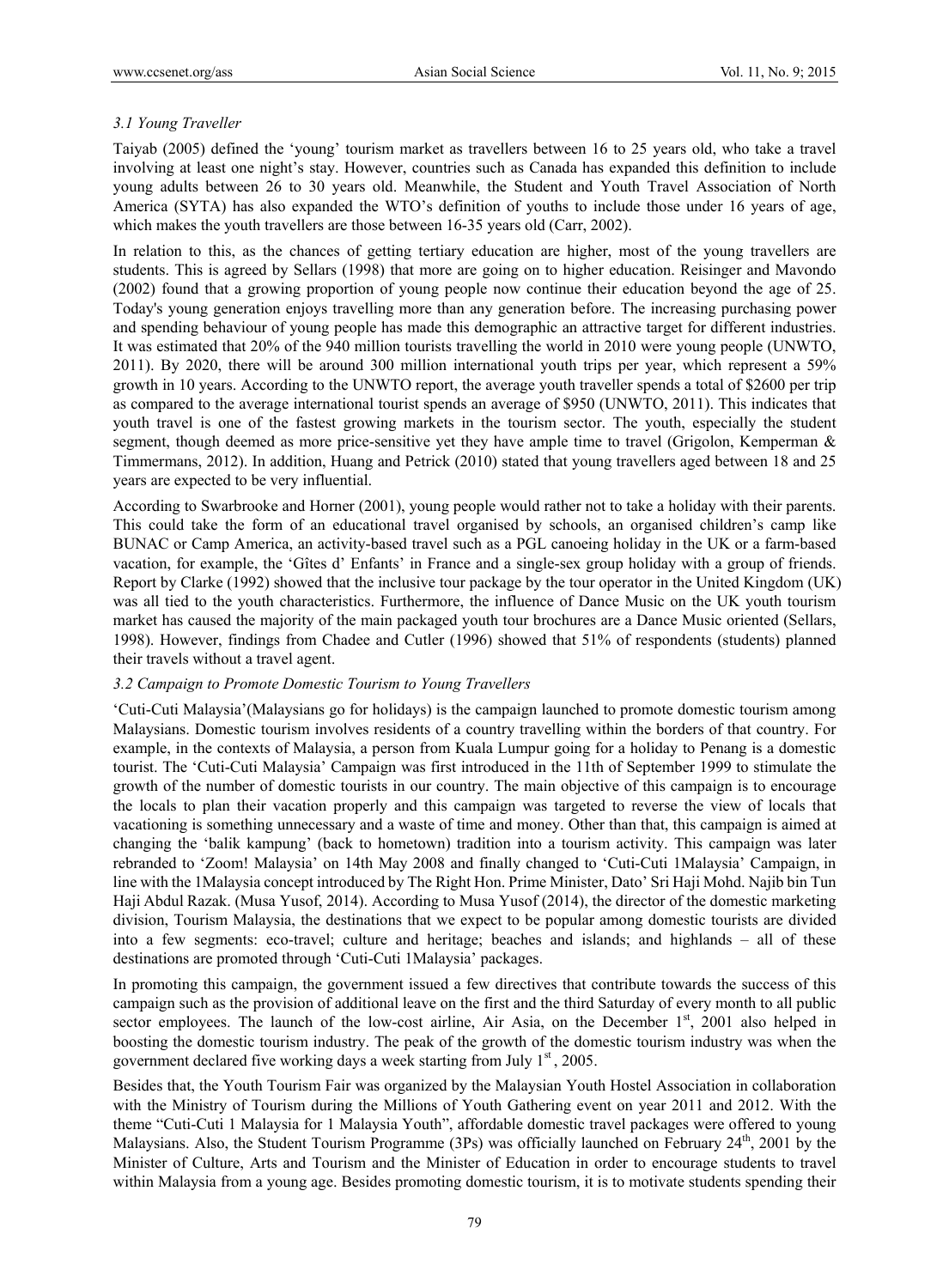### *3.1 Young Traveller*

Taiyab (2005) defined the 'young' tourism market as travellers between 16 to 25 years old, who take a travel involving at least one night's stay. However, countries such as Canada has expanded this definition to include young adults between 26 to 30 years old. Meanwhile, the Student and Youth Travel Association of North America (SYTA) has also expanded the WTO's definition of youths to include those under 16 years of age, which makes the youth travellers are those between 16-35 years old (Carr, 2002).

In relation to this, as the chances of getting tertiary education are higher, most of the young travellers are students. This is agreed by Sellars (1998) that more are going on to higher education. Reisinger and Mavondo (2002) found that a growing proportion of young people now continue their education beyond the age of 25. Today's young generation enjoys travelling more than any generation before. The increasing purchasing power and spending behaviour of young people has made this demographic an attractive target for different industries. It was estimated that 20% of the 940 million tourists travelling the world in 2010 were young people (UNWTO, 2011). By 2020, there will be around 300 million international youth trips per year, which represent a 59% growth in 10 years. According to the UNWTO report, the average youth traveller spends a total of $2600 per trip as compared to the average international tourist spends an average of $950 (UNWTO, 2011). This indicates that youth travel is one of the fastest growing markets in the tourism sector. The youth, especially the student segment, though deemed as more price-sensitive yet they have ample time to travel (Grigolon, Kemperman & Timmermans, 2012). In addition, Huang and Petrick (2010) stated that young travellers aged between 18 and 25 years are expected to be very influential.

According to Swarbrooke and Horner (2001), young people would rather not to take a holiday with their parents. This could take the form of an educational travel organised by schools, an organised children's camp like BUNAC or Camp America, an activity-based travel such as a PGL canoeing holiday in the UK or a farm-based vacation, for example, the 'Gîtes d' Enfants' in France and a single-sex group holiday with a group of friends. Report by Clarke (1992) showed that the inclusive tour package by the tour operator in the United Kingdom (UK) was all tied to the youth characteristics. Furthermore, the influence of Dance Music on the UK youth tourism market has caused the majority of the main packaged youth tour brochures are a Dance Music oriented (Sellars, 1998). However, findings from Chadee and Cutler (1996) showed that 51% of respondents (students) planned their travels without a travel agent.

### *3.2 Campaign to Promote Domestic Tourism to Young Travellers*

'Cuti-Cuti Malaysia'(Malaysians go for holidays) is the campaign launched to promote domestic tourism among Malaysians. Domestic tourism involves residents of a country travelling within the borders of that country. For example, in the contexts of Malaysia, a person from Kuala Lumpur going for a holiday to Penang is a domestic tourist. The 'Cuti-Cuti Malaysia' Campaign was first introduced in the 11th of September 1999 to stimulate the growth of the number of domestic tourists in our country. The main objective of this campaign is to encourage the locals to plan their vacation properly and this campaign was targeted to reverse the view of locals that vacationing is something unnecessary and a waste of time and money. Other than that, this campaign is aimed at changing the 'balik kampung' (back to hometown) tradition into a tourism activity. This campaign was later rebranded to 'Zoom! Malaysia' on 14th May 2008 and finally changed to 'Cuti-Cuti 1Malaysia' Campaign, in line with the 1Malaysia concept introduced by The Right Hon. Prime Minister, Dato' Sri Haji Mohd. Najib bin Tun Haji Abdul Razak. (Musa Yusof, 2014). According to Musa Yusof (2014), the director of the domestic marketing division, Tourism Malaysia, the destinations that we expect to be popular among domestic tourists are divided into a few segments: eco-travel; culture and heritage; beaches and islands; and highlands – all of these destinations are promoted through 'Cuti-Cuti 1Malaysia' packages.

In promoting this campaign, the government issued a few directives that contribute towards the success of this campaign such as the provision of additional leave on the first and the third Saturday of every month to all public sector employees. The launch of the low-cost airline, Air Asia, on the December 1st, 2001 also helped in boosting the domestic tourism industry. The peak of the growth of the domestic tourism industry was when the government declared five working days a week starting from July 1st, 2005.

Besides that, the Youth Tourism Fair was organized by the Malaysian Youth Hostel Association in collaboration with the Ministry of Tourism during the Millions of Youth Gathering event on year 2011 and 2012. With the theme "Cuti-Cuti 1 Malaysia for 1 Malaysia Youth", affordable domestic travel packages were offered to young Malaysians. Also, the Student Tourism Programme (3Ps) was officially launched on February 24th, 2001 by the Minister of Culture, Arts and Tourism and the Minister of Education in order to encourage students to travel within Malaysia from a young age. Besides promoting domestic tourism, it is to motivate students spending their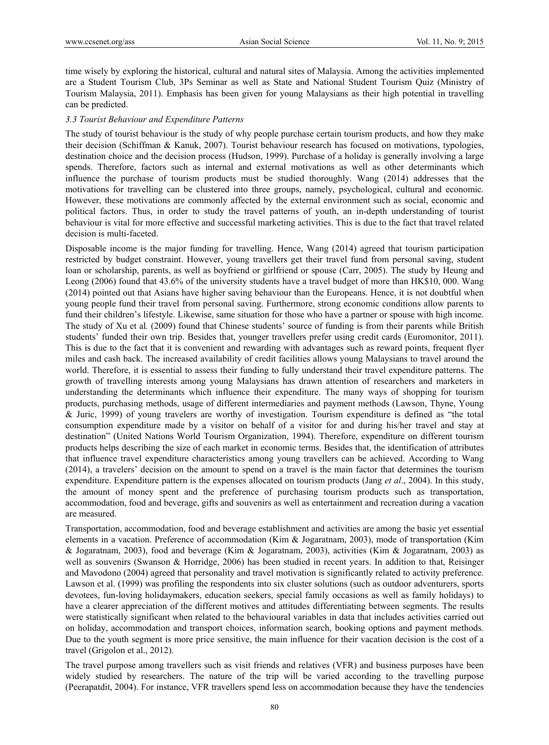time wisely by exploring the historical, cultural and natural sites of Malaysia. Among the activities implemented are a Student Tourism Club, 3Ps Seminar as well as State and National Student Tourism Quiz (Ministry of Tourism Malaysia, 2011). Emphasis has been given for young Malaysians as their high potential in travelling can be predicted.

### *3.3 Tourist Behaviour and Expenditure Patterns*

The study of tourist behaviour is the study of why people purchase certain tourism products, and how they make their decision (Schiffman & Kanuk, 2007). Tourist behaviour research has focused on motivations, typologies, destination choice and the decision process (Hudson, 1999). Purchase of a holiday is generally involving a large spends. Therefore, factors such as internal and external motivations as well as other determinants which influence the purchase of tourism products must be studied thoroughly. Wang (2014) addresses that the motivations for travelling can be clustered into three groups, namely, psychological, cultural and economic. However, these motivations are commonly affected by the external environment such as social, economic and political factors. Thus, in order to study the travel patterns of youth, an in-depth understanding of tourist behaviour is vital for more effective and successful marketing activities. This is due to the fact that travel related decision is multi-faceted.

Disposable income is the major funding for travelling. Hence, Wang (2014) agreed that tourism participation restricted by budget constraint. However, young travellers get their travel fund from personal saving, student loan or scholarship, parents, as well as boyfriend or girlfriend or spouse (Carr, 2005). The study by Heung and Leong (2006) found that 43.6% of the university students have a travel budget of more than HK$10, 000. Wang (2014) pointed out that Asians have higher saving behaviour than the Europeans. Hence, it is not doubtful when young people fund their travel from personal saving. Furthermore, strong economic conditions allow parents to fund their children's lifestyle. Likewise, same situation for those who have a partner or spouse with high income. The study of Xu et al*.* (2009) found that Chinese students' source of funding is from their parents while British students' funded their own trip. Besides that, younger travellers prefer using credit cards (Euromonitor, 2011). This is due to the fact that it is convenient and rewarding with advantages such as reward points, frequent flyer miles and cash back. The increased availability of credit facilities allows young Malaysians to travel around the world. Therefore, it is essential to assess their funding to fully understand their travel expenditure patterns. The growth of travelling interests among young Malaysians has drawn attention of researchers and marketers in understanding the determinants which influence their expenditure. The many ways of shopping for tourism products, purchasing methods, usage of different intermediaries and payment methods (Lawson, Thyne, Young & Juric, 1999) of young travelers are worthy of investigation. Tourism expenditure is defined as "the total consumption expenditure made by a visitor on behalf of a visitor for and during his/her travel and stay at destination" (United Nations World Tourism Organization, 1994). Therefore, expenditure on different tourism products helps describing the size of each market in economic terms. Besides that, the identification of attributes that influence travel expenditure characteristics among young travellers can be achieved. According to Wang (2014), a travelers' decision on the amount to spend on a travel is the main factor that determines the tourism expenditure. Expenditure pattern is the expenses allocated on tourism products (Jang *et al*., 2004). In this study, the amount of money spent and the preference of purchasing tourism products such as transportation, accommodation, food and beverage, gifts and souvenirs as well as entertainment and recreation during a vacation are measured.

Transportation, accommodation, food and beverage establishment and activities are among the basic yet essential elements in a vacation. Preference of accommodation (Kim & Jogaratnam, 2003), mode of transportation (Kim & Jogaratnam, 2003), food and beverage (Kim & Jogaratnam, 2003), activities (Kim & Jogaratnam, 2003) as well as souvenirs (Swanson & Horridge, 2006) has been studied in recent years. In addition to that, Reisinger and Mavodono (2004) agreed that personality and travel motivation is significantly related to activity preference. Lawson et al. (1999) was profiling the respondents into six cluster solutions (such as outdoor adventurers, sports devotees, fun-loving holidaymakers, education seekers, special family occasions as well as family holidays) to have a clearer appreciation of the different motives and attitudes differentiating between segments. The results were statistically significant when related to the behavioural variables in data that includes activities carried out on holiday, accommodation and transport choices, information search, booking options and payment methods. Due to the youth segment is more price sensitive, the main influence for their vacation decision is the cost of a travel (Grigolon et al., 2012).

The travel purpose among travellers such as visit friends and relatives (VFR) and business purposes have been widely studied by researchers. The nature of the trip will be varied according to the travelling purpose (Peerapatdit, 2004). For instance, VFR travellers spend less on accommodation because they have the tendencies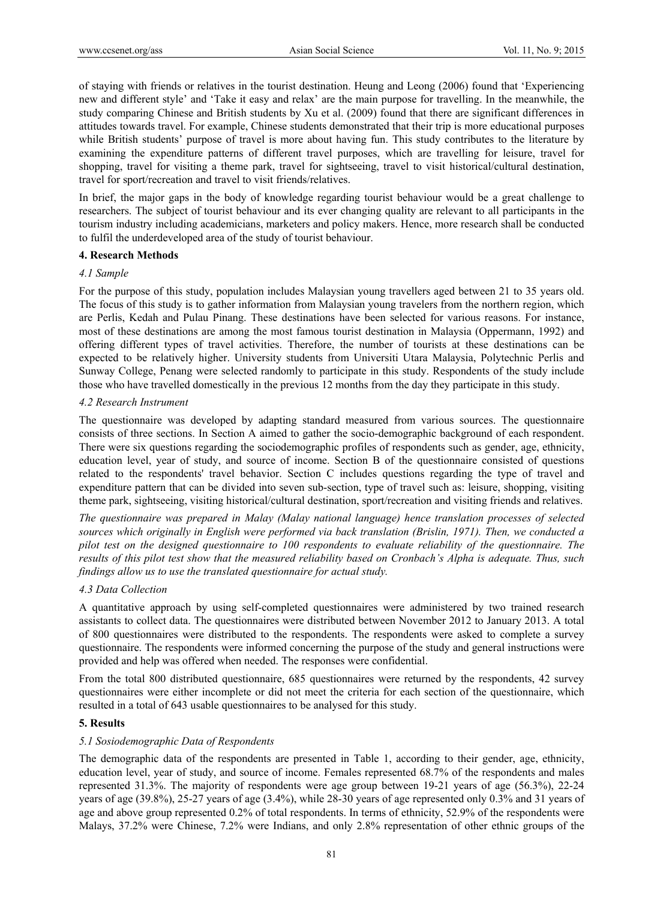of staying with friends or relatives in the tourist destination. Heung and Leong (2006) found that 'Experiencing new and different style' and 'Take it easy and relax' are the main purpose for travelling. In the meanwhile, the study comparing Chinese and British students by Xu et al. (2009) found that there are significant differences in attitudes towards travel. For example, Chinese students demonstrated that their trip is more educational purposes while British students' purpose of travel is more about having fun. This study contributes to the literature by examining the expenditure patterns of different travel purposes, which are travelling for leisure, travel for shopping, travel for visiting a theme park, travel for sightseeing, travel to visit historical/cultural destination, travel for sport/recreation and travel to visit friends/relatives.

In brief, the major gaps in the body of knowledge regarding tourist behaviour would be a great challenge to researchers. The subject of tourist behaviour and its ever changing quality are relevant to all participants in the tourism industry including academicians, marketers and policy makers. Hence, more research shall be conducted to fulfil the underdeveloped area of the study of tourist behaviour.

## 4. Research Methods

### *4.1 Sample*

For the purpose of this study, population includes Malaysian young travellers aged between 21 to 35 years old. The focus of this study is to gather information from Malaysian young travelers from the northern region, which are Perlis, Kedah and Pulau Pinang. These destinations have been selected for various reasons. For instance, most of these destinations are among the most famous tourist destination in Malaysia (Oppermann, 1992) and offering different types of travel activities. Therefore, the number of tourists at these destinations can be expected to be relatively higher. University students from Universiti Utara Malaysia, Polytechnic Perlis and Sunway College, Penang were selected randomly to participate in this study. Respondents of the study include those who have travelled domestically in the previous 12 months from the day they participate in this study.

### *4.2 Research Instrument*

The questionnaire was developed by adapting standard measured from various sources. The questionnaire consists of three sections. In Section A aimed to gather the socio-demographic background of each respondent. There were six questions regarding the sociodemographic profiles of respondents such as gender, age, ethnicity, education level, year of study, and source of income. Section B of the questionnaire consisted of questions related to the respondents' travel behavior. Section C includes questions regarding the type of travel and expenditure pattern that can be divided into seven sub-section, type of travel such as: leisure, shopping, visiting theme park, sightseeing, visiting historical/cultural destination, sport/recreation and visiting friends and relatives.

*The questionnaire was prepared in Malay (Malay national language) hence translation processes of selected sources which originally in English were performed via back translation (Brislin, 1971). Then, we conducted a pilot test on the designed questionnaire to 100 respondents to evaluate reliability of the questionnaire. The results of this pilot test show that the measured reliability based on Cronbach's Alpha is adequate. Thus, such findings allow us to use the translated questionnaire for actual study.*

### *4.3 Data Collection*

A quantitative approach by using self-completed questionnaires were administered by two trained research assistants to collect data. The questionnaires were distributed between November 2012 to January 2013. A total of 800 questionnaires were distributed to the respondents. The respondents were asked to complete a survey questionnaire. The respondents were informed concerning the purpose of the study and general instructions were provided and help was offered when needed. The responses were confidential.

From the total 800 distributed questionnaire, 685 questionnaires were returned by the respondents, 42 survey questionnaires were either incomplete or did not meet the criteria for each section of the questionnaire, which resulted in a total of 643 usable questionnaires to be analysed for this study.

## 5. Results

### *5.1 Sosiodemographic Data of Respondents*

The demographic data of the respondents are presented in Table 1, according to their gender, age, ethnicity, education level, year of study, and source of income. Females represented 68.7% of the respondents and males represented 31.3%. The majority of respondents were age group between 19-21 years of age (56.3%), 22-24 years of age (39.8%), 25-27 years of age (3.4%), while 28-30 years of age represented only 0.3% and 31 years of age and above group represented 0.2% of total respondents. In terms of ethnicity, 52.9% of the respondents were Malays, 37.2% were Chinese, 7.2% were Indians, and only 2.8% representation of other ethnic groups of the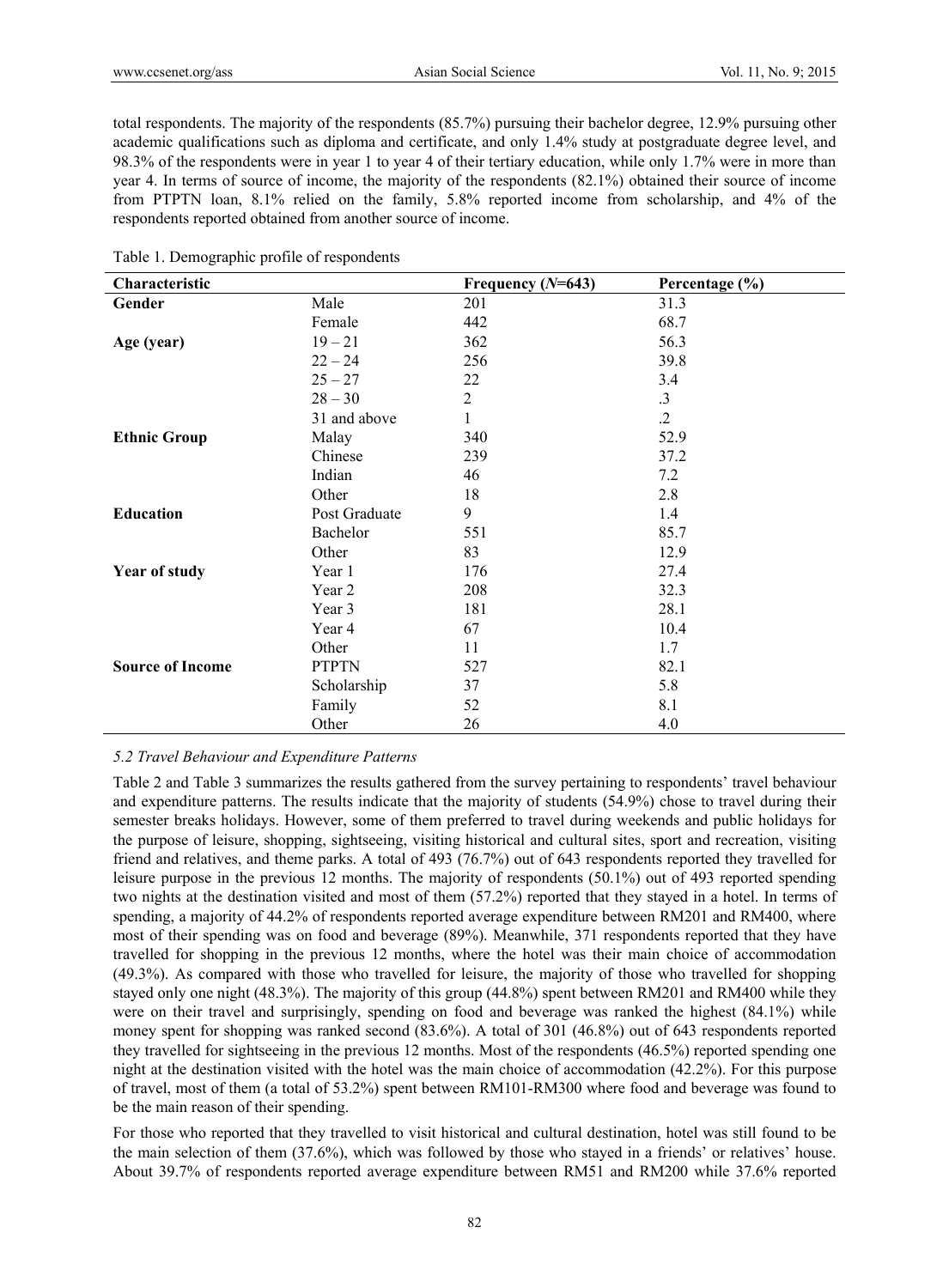total respondents. The majority of the respondents (85.7%) pursuing their bachelor degree, 12.9% pursuing other academic qualifications such as diploma and certificate, and only 1.4% study at postgraduate degree level, and 98.3% of the respondents were in year 1 to year 4 of their tertiary education, while only 1.7% were in more than year 4. In terms of source of income, the majority of the respondents (82.1%) obtained their source of income from PTPTN loan, 8.1% relied on the family, 5.8% reported income from scholarship, and 4% of the respondents reported obtained from another source of income.

Table 1. Demographic profile of respondents

| Characteristic | | Frequency (*N*=643) | Percentage (%) |
|---|---|---|---|
| **Gender** | Male | 201 | 31.3 |
| | Female | 442 | 68.7 |
| **Age (year)** | 19 – 21 | 362 | 56.3 |
| | 22 – 24 | 256 | 39.8 |
| | 25 – 27 | 22 | 3.4 |
| | 28 – 30 | 2 | .3 |
| | 31 and above | 1 | .2 |
| **Ethnic Group** | Malay | 340 | 52.9 |
| | Chinese | 239 | 37.2 |
| | Indian | 46 | 7.2 |
| | Other | 18 | 2.8 |
| **Education** | Post Graduate | 9 | 1.4 |
| | Bachelor | 551 | 85.7 |
| | Other | 83 | 12.9 |
| **Year of study** | Year 1 | 176 | 27.4 |
| | Year 2 | 208 | 32.3 |
| | Year 3 | 181 | 28.1 |
| | Year 4 | 67 | 10.4 |
| | Other | 11 | 1.7 |
| **Source of Income** | PTPTN | 527 | 82.1 |
| | Scholarship | 37 | 5.8 |
| | Family | 52 | 8.1 |
| | Other | 26 | 4.0 |

### *5.2 Travel Behaviour and Expenditure Patterns*

Table 2 and Table 3 summarizes the results gathered from the survey pertaining to respondents' travel behaviour and expenditure patterns. The results indicate that the majority of students (54.9%) chose to travel during their semester breaks holidays. However, some of them preferred to travel during weekends and public holidays for the purpose of leisure, shopping, sightseeing, visiting historical and cultural sites, sport and recreation, visiting friend and relatives, and theme parks. A total of 493 (76.7%) out of 643 respondents reported they travelled for leisure purpose in the previous 12 months. The majority of respondents (50.1%) out of 493 reported spending two nights at the destination visited and most of them (57.2%) reported that they stayed in a hotel. In terms of spending, a majority of 44.2% of respondents reported average expenditure between RM201 and RM400, where most of their spending was on food and beverage (89%). Meanwhile, 371 respondents reported that they have travelled for shopping in the previous 12 months, where the hotel was their main choice of accommodation (49.3%). As compared with those who travelled for leisure, the majority of those who travelled for shopping stayed only one night (48.3%). The majority of this group (44.8%) spent between RM201 and RM400 while they were on their travel and surprisingly, spending on food and beverage was ranked the highest (84.1%) while money spent for shopping was ranked second (83.6%). A total of 301 (46.8%) out of 643 respondents reported they travelled for sightseeing in the previous 12 months. Most of the respondents (46.5%) reported spending one night at the destination visited with the hotel was the main choice of accommodation (42.2%). For this purpose of travel, most of them (a total of 53.2%) spent between RM101-RM300 where food and beverage was found to be the main reason of their spending.

For those who reported that they travelled to visit historical and cultural destination, hotel was still found to be the main selection of them (37.6%), which was followed by those who stayed in a friends' or relatives' house. About 39.7% of respondents reported average expenditure between RM51 and RM200 while 37.6% reported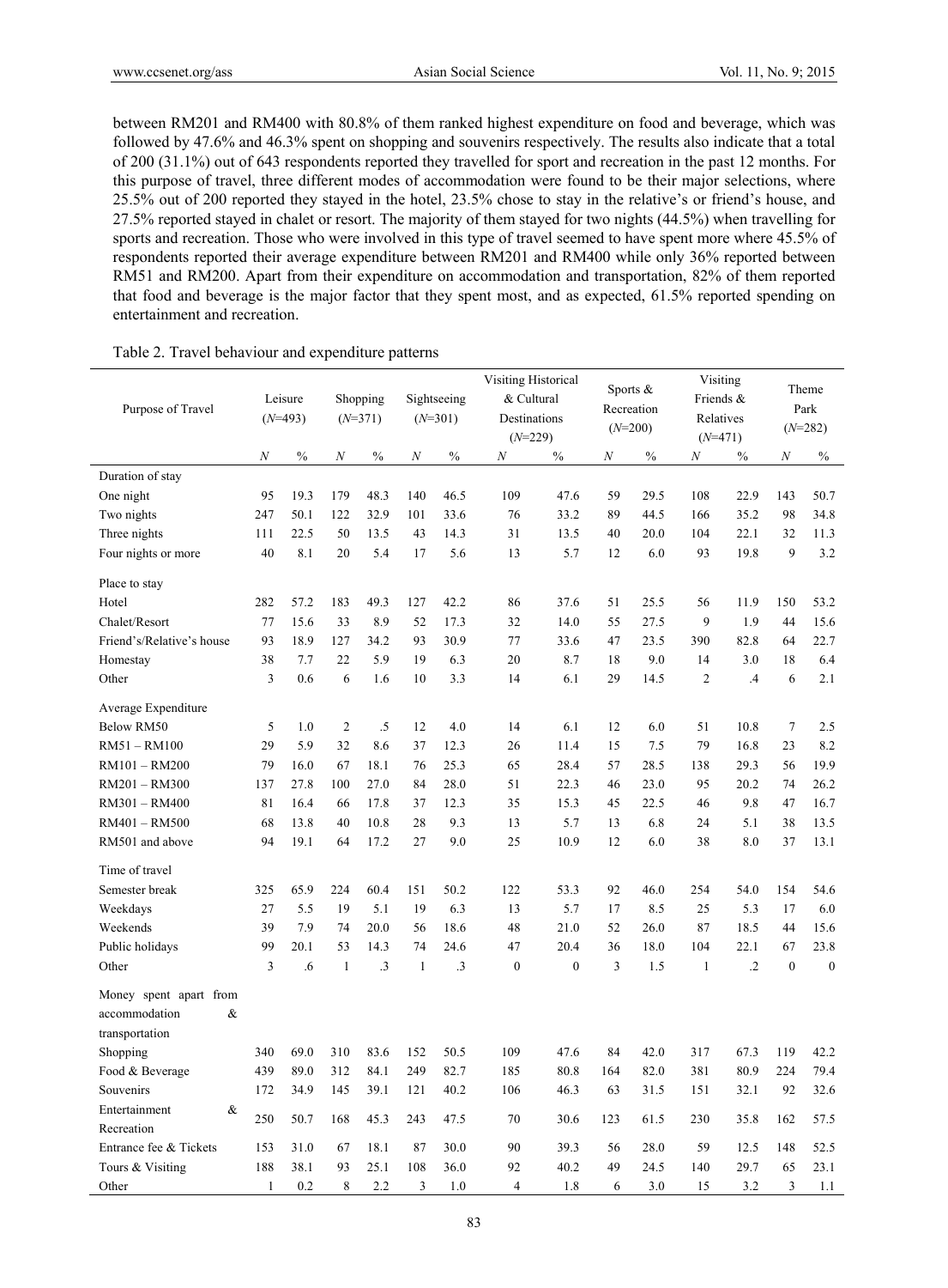between RM201 and RM400 with 80.8% of them ranked highest expenditure on food and beverage, which was followed by 47.6% and 46.3% spent on shopping and souvenirs respectively. The results also indicate that a total of 200 (31.1%) out of 643 respondents reported they travelled for sport and recreation in the past 12 months. For this purpose of travel, three different modes of accommodation were found to be their major selections, where 25.5% out of 200 reported they stayed in the hotel, 23.5% chose to stay in the relative's or friend's house, and 27.5% reported stayed in chalet or resort. The majority of them stayed for two nights (44.5%) when travelling for sports and recreation. Those who were involved in this type of travel seemed to have spent more where 45.5% of respondents reported their average expenditure between RM201 and RM400 while only 36% reported between RM51 and RM200. Apart from their expenditure on accommodation and transportation, 82% of them reported that food and beverage is the major factor that they spent most, and as expected, 61.5% reported spending on entertainment and recreation.

Table 2. Travel behaviour and expenditure patterns

| Purpose of Travel | Leisure (*N*=493) | | Shopping (*N*=371) | | Sightseeing (*N*=301) | | Visiting Historical & Cultural Destinations (*N*=229) | | Sports & Recreation (*N*=200) | | Visiting Friends & Relatives (*N*=471) | | Theme Park (*N*=282) | |
|---|---|---|---|---|---|---|---|---|---|---|---|---|---|---|
| | *N* | % | *N* | % | *N* | % | *N* | % | *N* | % | *N* | % | *N* | % |
| Duration of stay | | | | | | | | | | | | | | |
| One night | 95 | 19.3 | 179 | 48.3 | 140 | 46.5 | 109 | 47.6 | 59 | 29.5 | 108 | 22.9 | 143 | 50.7 |
| Two nights | 247 | 50.1 | 122 | 32.9 | 101 | 33.6 | 76 | 33.2 | 89 | 44.5 | 166 | 35.2 | 98 | 34.8 |
| Three nights | 111 | 22.5 | 50 | 13.5 | 43 | 14.3 | 31 | 13.5 | 40 | 20.0 | 104 | 22.1 | 32 | 11.3 |
| Four nights or more | 40 | 8.1 | 20 | 5.4 | 17 | 5.6 | 13 | 5.7 | 12 | 6.0 | 93 | 19.8 | 9 | 3.2 |
| Place to stay | | | | | | | | | | | | | | |
| Hotel | 282 | 57.2 | 183 | 49.3 | 127 | 42.2 | 86 | 37.6 | 51 | 25.5 | 56 | 11.9 | 150 | 53.2 |
| Chalet/Resort | 77 | 15.6 | 33 | 8.9 | 52 | 17.3 | 32 | 14.0 | 55 | 27.5 | 9 | 1.9 | 44 | 15.6 |
| Friend's/Relative's house | 93 | 18.9 | 127 | 34.2 | 93 | 30.9 | 77 | 33.6 | 47 | 23.5 | 390 | 82.8 | 64 | 22.7 |
| Homestay | 38 | 7.7 | 22 | 5.9 | 19 | 6.3 | 20 | 8.7 | 18 | 9.0 | 14 | 3.0 | 18 | 6.4 |
| Other | 3 | 0.6 | 6 | 1.6 | 10 | 3.3 | 14 | 6.1 | 29 | 14.5 | 2 | .4 | 6 | 2.1 |
| Average Expenditure | | | | | | | | | | | | | | |
| Below RM50 | 5 | 1.0 | 2 | .5 | 12 | 4.0 | 14 | 6.1 | 12 | 6.0 | 51 | 10.8 | 7 | 2.5 |
| RM51 – RM100 | 29 | 5.9 | 32 | 8.6 | 37 | 12.3 | 26 | 11.4 | 15 | 7.5 | 79 | 16.8 | 23 | 8.2 |
| RM101 – RM200 | 79 | 16.0 | 67 | 18.1 | 76 | 25.3 | 65 | 28.4 | 57 | 28.5 | 138 | 29.3 | 56 | 19.9 |
| RM201 – RM300 | 137 | 27.8 | 100 | 27.0 | 84 | 28.0 | 51 | 22.3 | 46 | 23.0 | 95 | 20.2 | 74 | 26.2 |
| RM301 – RM400 | 81 | 16.4 | 66 | 17.8 | 37 | 12.3 | 35 | 15.3 | 45 | 22.5 | 46 | 9.8 | 47 | 16.7 |
| RM401 – RM500 | 68 | 13.8 | 40 | 10.8 | 28 | 9.3 | 13 | 5.7 | 13 | 6.8 | 24 | 5.1 | 38 | 13.5 |
| RM501 and above | 94 | 19.1 | 64 | 17.2 | 27 | 9.0 | 25 | 10.9 | 12 | 6.0 | 38 | 8.0 | 37 | 13.1 |
| Time of travel | | | | | | | | | | | | | | |
| Semester break | 325 | 65.9 | 224 | 60.4 | 151 | 50.2 | 122 | 53.3 | 92 | 46.0 | 254 | 54.0 | 154 | 54.6 |
| Weekdays | 27 | 5.5 | 19 | 5.1 | 19 | 6.3 | 13 | 5.7 | 17 | 8.5 | 25 | 5.3 | 17 | 6.0 |
| Weekends | 39 | 7.9 | 74 | 20.0 | 56 | 18.6 | 48 | 21.0 | 52 | 26.0 | 87 | 18.5 | 44 | 15.6 |
| Public holidays | 99 | 20.1 | 53 | 14.3 | 74 | 24.6 | 47 | 20.4 | 36 | 18.0 | 104 | 22.1 | 67 | 23.8 |
| Other | 3 | .6 | 1 | .3 | 1 | .3 | 0 | 0 | 3 | 1.5 | 1 | .2 | 0 | 0 |
| Money spent apart from accommodation & transportation | | | | | | | | | | | | | | |
| Shopping | 340 | 69.0 | 310 | 83.6 | 152 | 50.5 | 109 | 47.6 | 84 | 42.0 | 317 | 67.3 | 119 | 42.2 |
| Food & Beverage | 439 | 89.0 | 312 | 84.1 | 249 | 82.7 | 185 | 80.8 | 164 | 82.0 | 381 | 80.9 | 224 | 79.4 |
| Souvenirs | 172 | 34.9 | 145 | 39.1 | 121 | 40.2 | 106 | 46.3 | 63 | 31.5 | 151 | 32.1 | 92 | 32.6 |
| Entertainment & Recreation | 250 | 50.7 | 168 | 45.3 | 243 | 47.5 | 70 | 30.6 | 123 | 61.5 | 230 | 35.8 | 162 | 57.5 |
| Entrance fee & Tickets | 153 | 31.0 | 67 | 18.1 | 87 | 30.0 | 90 | 39.3 | 56 | 28.0 | 59 | 12.5 | 148 | 52.5 |
| Tours & Visiting | 188 | 38.1 | 93 | 25.1 | 108 | 36.0 | 92 | 40.2 | 49 | 24.5 | 140 | 29.7 | 65 | 23.1 |
| Other | 1 | 0.2 | 8 | 2.2 | 3 | 1.0 | 4 | 1.8 | 6 | 3.0 | 15 | 3.2 | 3 | 1.1 |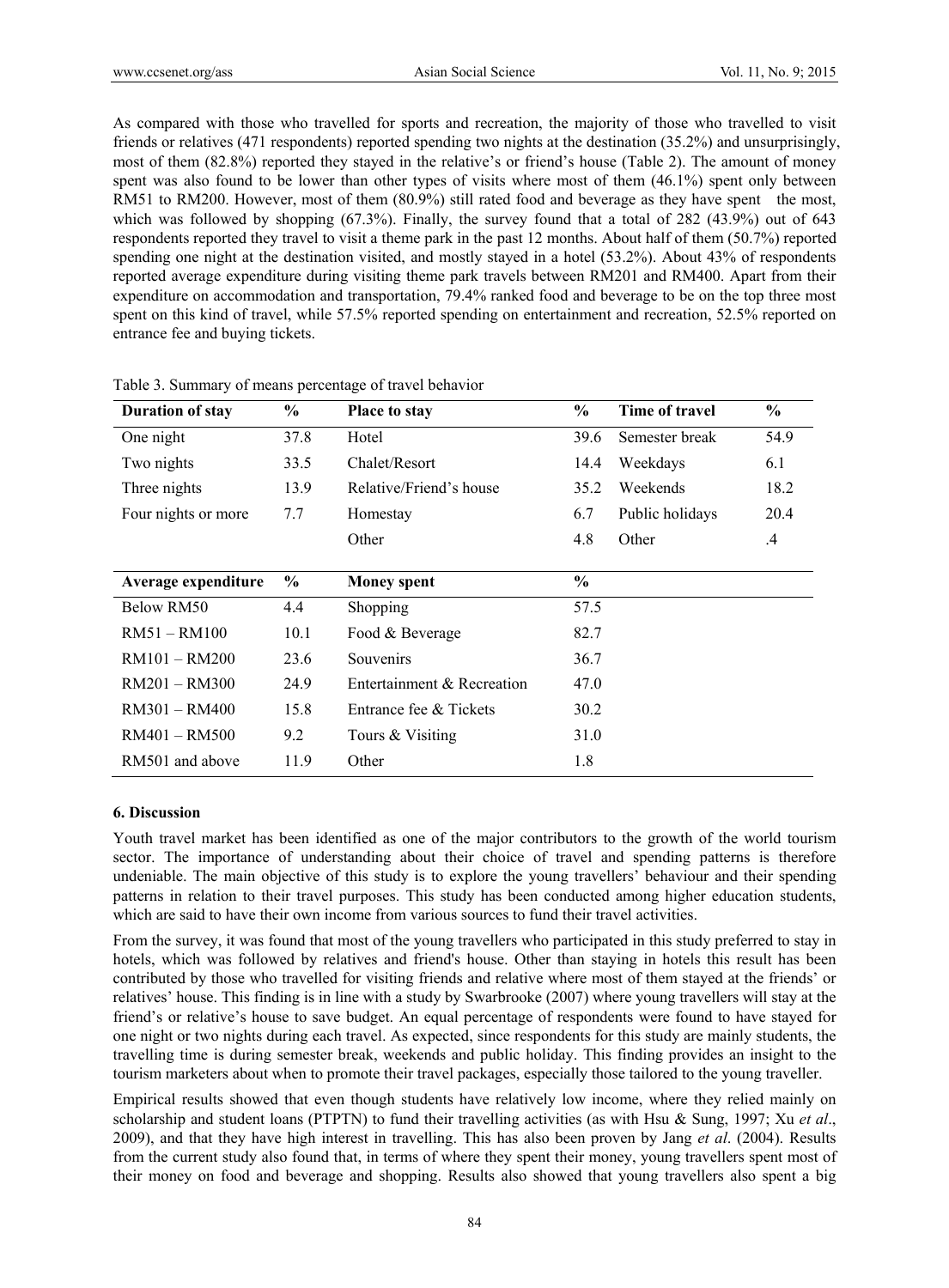As compared with those who travelled for sports and recreation, the majority of those who travelled to visit friends or relatives (471 respondents) reported spending two nights at the destination (35.2%) and unsurprisingly, most of them (82.8%) reported they stayed in the relative's or friend's house (Table 2). The amount of money spent was also found to be lower than other types of visits where most of them (46.1%) spent only between RM51 to RM200. However, most of them (80.9%) still rated food and beverage as they have spent the most, which was followed by shopping (67.3%). Finally, the survey found that a total of 282 (43.9%) out of 643 respondents reported they travel to visit a theme park in the past 12 months. About half of them (50.7%) reported spending one night at the destination visited, and mostly stayed in a hotel (53.2%). About 43% of respondents reported average expenditure during visiting theme park travels between RM201 and RM400. Apart from their expenditure on accommodation and transportation, 79.4% ranked food and beverage to be on the top three most spent on this kind of travel, while 57.5% reported spending on entertainment and recreation, 52.5% reported on entrance fee and buying tickets.

Table 3. Summary of means percentage of travel behavior

| Duration of stay | % | Place to stay | % | Time of travel | % |
|---|---|---|---|---|---|
| One night | 37.8 | Hotel | 39.6 | Semester break | 54.9 |
| Two nights | 33.5 | Chalet/Resort | 14.4 | Weekdays | 6.1 |
| Three nights | 13.9 | Relative/Friend's house | 35.2 | Weekends | 18.2 |
| Four nights or more | 7.7 | Homestay | 6.7 | Public holidays | 20.4 |
| | | Other | 4.8 | Other | .4 |
| **Average expenditure** | **%** | **Money spent** | **%** | | |
| Below RM50 | 4.4 | Shopping | 57.5 | | |
| RM51 – RM100 | 10.1 | Food & Beverage | 82.7 | | |
| RM101 – RM200 | 23.6 | Souvenirs | 36.7 | | |
| RM201 – RM300 | 24.9 | Entertainment & Recreation | 47.0 | | |
| RM301 – RM400 | 15.8 | Entrance fee & Tickets | 30.2 | | |
| RM401 – RM500 | 9.2 | Tours & Visiting | 31.0 | | |
| RM501 and above | 11.9 | Other | 1.8 | | |

### 6. Discussion

Youth travel market has been identified as one of the major contributors to the growth of the world tourism sector. The importance of understanding about their choice of travel and spending patterns is therefore undeniable. The main objective of this study is to explore the young travellers' behaviour and their spending patterns in relation to their travel purposes. This study has been conducted among higher education students, which are said to have their own income from various sources to fund their travel activities.

From the survey, it was found that most of the young travellers who participated in this study preferred to stay in hotels, which was followed by relatives and friend's house. Other than staying in hotels this result has been contributed by those who travelled for visiting friends and relative where most of them stayed at the friends' or relatives' house. This finding is in line with a study by Swarbrooke (2007) where young travellers will stay at the friend's or relative's house to save budget. An equal percentage of respondents were found to have stayed for one night or two nights during each travel. As expected, since respondents for this study are mainly students, the travelling time is during semester break, weekends and public holiday. This finding provides an insight to the tourism marketers about when to promote their travel packages, especially those tailored to the young traveller.

Empirical results showed that even though students have relatively low income, where they relied mainly on scholarship and student loans (PTPTN) to fund their travelling activities (as with Hsu & Sung, 1997; Xu *et al*., 2009), and that they have high interest in travelling. This has also been proven by Jang *et al*. (2004). Results from the current study also found that, in terms of where they spent their money, young travellers spent most of their money on food and beverage and shopping. Results also showed that young travellers also spent a big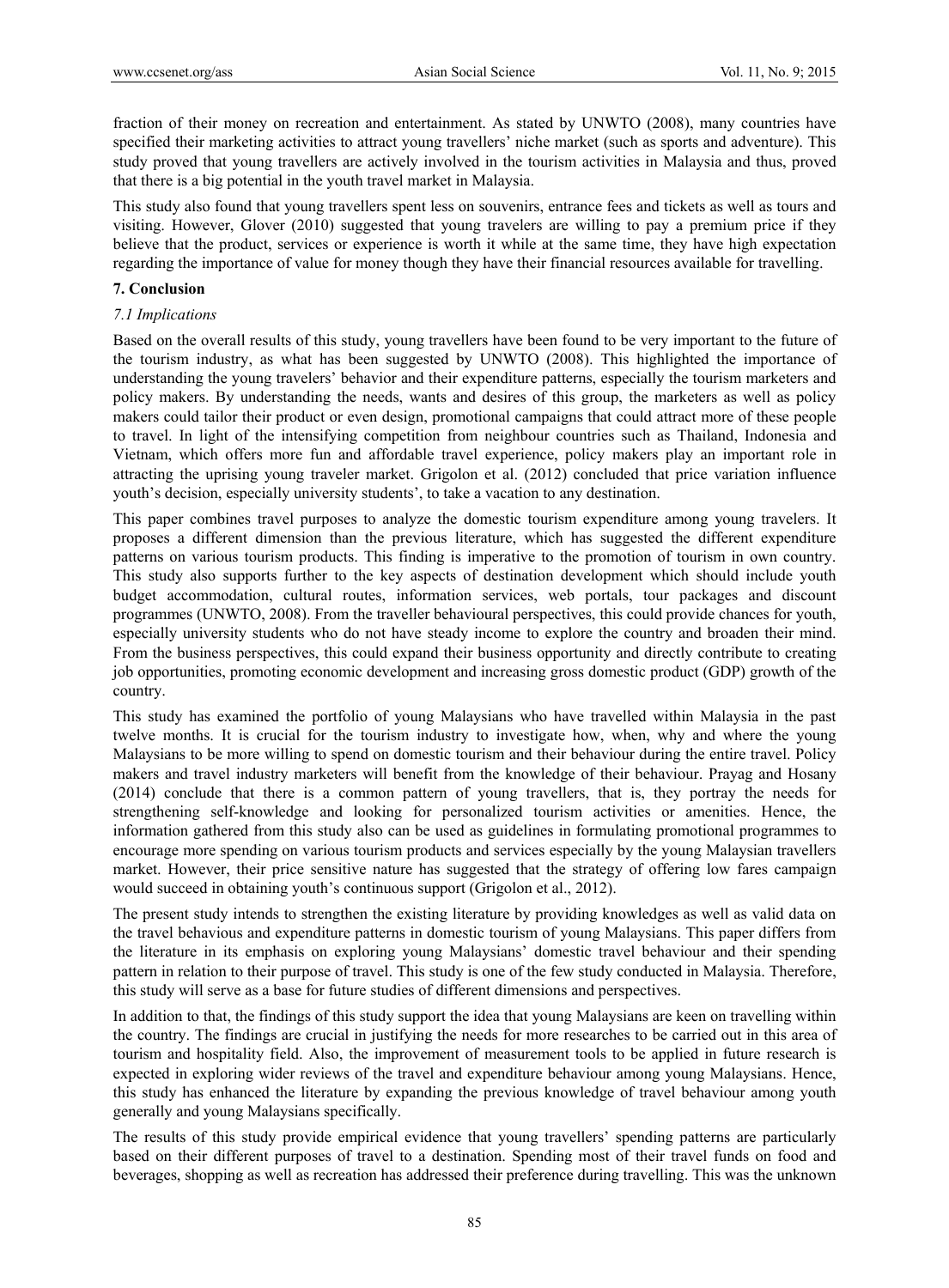fraction of their money on recreation and entertainment. As stated by UNWTO (2008), many countries have specified their marketing activities to attract young travellers' niche market (such as sports and adventure). This study proved that young travellers are actively involved in the tourism activities in Malaysia and thus, proved that there is a big potential in the youth travel market in Malaysia.

This study also found that young travellers spent less on souvenirs, entrance fees and tickets as well as tours and visiting. However, Glover (2010) suggested that young travelers are willing to pay a premium price if they believe that the product, services or experience is worth it while at the same time, they have high expectation regarding the importance of value for money though they have their financial resources available for travelling.

## 7. Conclusion

### *7.1 Implications*

Based on the overall results of this study, young travellers have been found to be very important to the future of the tourism industry, as what has been suggested by UNWTO (2008). This highlighted the importance of understanding the young travelers' behavior and their expenditure patterns, especially the tourism marketers and policy makers. By understanding the needs, wants and desires of this group, the marketers as well as policy makers could tailor their product or even design, promotional campaigns that could attract more of these people to travel. In light of the intensifying competition from neighbour countries such as Thailand, Indonesia and Vietnam, which offers more fun and affordable travel experience, policy makers play an important role in attracting the uprising young traveler market. Grigolon et al. (2012) concluded that price variation influence youth's decision, especially university students', to take a vacation to any destination.

This paper combines travel purposes to analyze the domestic tourism expenditure among young travelers. It proposes a different dimension than the previous literature, which has suggested the different expenditure patterns on various tourism products. This finding is imperative to the promotion of tourism in own country. This study also supports further to the key aspects of destination development which should include youth budget accommodation, cultural routes, information services, web portals, tour packages and discount programmes (UNWTO, 2008). From the traveller behavioural perspectives, this could provide chances for youth, especially university students who do not have steady income to explore the country and broaden their mind. From the business perspectives, this could expand their business opportunity and directly contribute to creating job opportunities, promoting economic development and increasing gross domestic product (GDP) growth of the country.

This study has examined the portfolio of young Malaysians who have travelled within Malaysia in the past twelve months. It is crucial for the tourism industry to investigate how, when, why and where the young Malaysians to be more willing to spend on domestic tourism and their behaviour during the entire travel. Policy makers and travel industry marketers will benefit from the knowledge of their behaviour. Prayag and Hosany (2014) conclude that there is a common pattern of young travellers, that is, they portray the needs for strengthening self-knowledge and looking for personalized tourism activities or amenities. Hence, the information gathered from this study also can be used as guidelines in formulating promotional programmes to encourage more spending on various tourism products and services especially by the young Malaysian travellers market. However, their price sensitive nature has suggested that the strategy of offering low fares campaign would succeed in obtaining youth's continuous support (Grigolon et al., 2012).

The present study intends to strengthen the existing literature by providing knowledges as well as valid data on the travel behavious and expenditure patterns in domestic tourism of young Malaysians. This paper differs from the literature in its emphasis on exploring young Malaysians' domestic travel behaviour and their spending pattern in relation to their purpose of travel. This study is one of the few study conducted in Malaysia. Therefore, this study will serve as a base for future studies of different dimensions and perspectives.

In addition to that, the findings of this study support the idea that young Malaysians are keen on travelling within the country. The findings are crucial in justifying the needs for more researches to be carried out in this area of tourism and hospitality field. Also, the improvement of measurement tools to be applied in future research is expected in exploring wider reviews of the travel and expenditure behaviour among young Malaysians. Hence, this study has enhanced the literature by expanding the previous knowledge of travel behaviour among youth generally and young Malaysians specifically.

The results of this study provide empirical evidence that young travellers' spending patterns are particularly based on their different purposes of travel to a destination. Spending most of their travel funds on food and beverages, shopping as well as recreation has addressed their preference during travelling. This was the unknown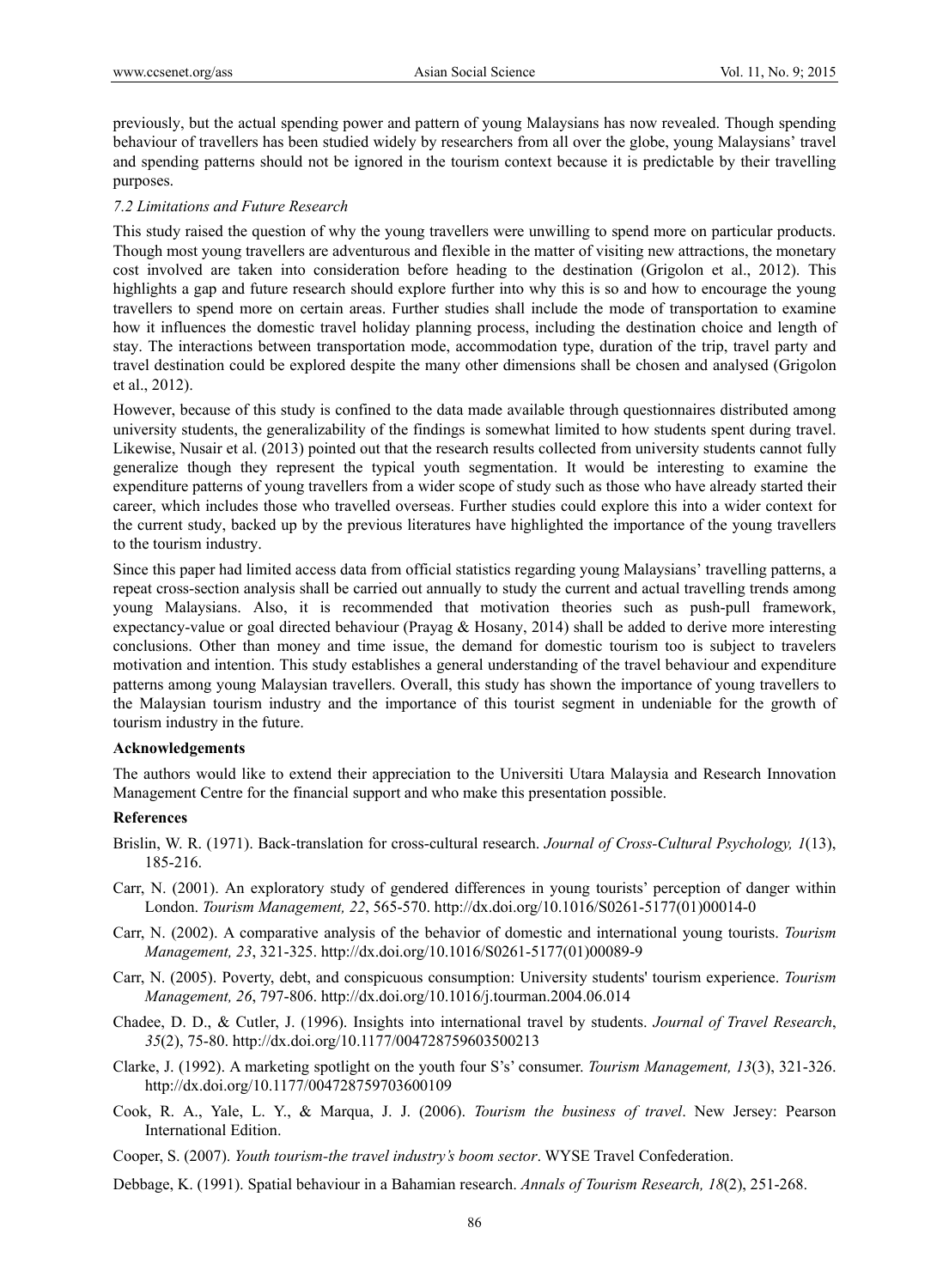previously, but the actual spending power and pattern of young Malaysians has now revealed. Though spending behaviour of travellers has been studied widely by researchers from all over the globe, young Malaysians' travel and spending patterns should not be ignored in the tourism context because it is predictable by their travelling purposes.

### *7.2 Limitations and Future Research*

This study raised the question of why the young travellers were unwilling to spend more on particular products. Though most young travellers are adventurous and flexible in the matter of visiting new attractions, the monetary cost involved are taken into consideration before heading to the destination (Grigolon et al., 2012). This highlights a gap and future research should explore further into why this is so and how to encourage the young travellers to spend more on certain areas. Further studies shall include the mode of transportation to examine how it influences the domestic travel holiday planning process, including the destination choice and length of stay. The interactions between transportation mode, accommodation type, duration of the trip, travel party and travel destination could be explored despite the many other dimensions shall be chosen and analysed (Grigolon et al., 2012).

However, because of this study is confined to the data made available through questionnaires distributed among university students, the generalizability of the findings is somewhat limited to how students spent during travel. Likewise, Nusair et al. (2013) pointed out that the research results collected from university students cannot fully generalize though they represent the typical youth segmentation. It would be interesting to examine the expenditure patterns of young travellers from a wider scope of study such as those who have already started their career, which includes those who travelled overseas. Further studies could explore this into a wider context for the current study, backed up by the previous literatures have highlighted the importance of the young travellers to the tourism industry.

Since this paper had limited access data from official statistics regarding young Malaysians' travelling patterns, a repeat cross-section analysis shall be carried out annually to study the current and actual travelling trends among young Malaysians. Also, it is recommended that motivation theories such as push-pull framework, expectancy-value or goal directed behaviour (Prayag & Hosany, 2014) shall be added to derive more interesting conclusions. Other than money and time issue, the demand for domestic tourism too is subject to travelers motivation and intention. This study establishes a general understanding of the travel behaviour and expenditure patterns among young Malaysian travellers. Overall, this study has shown the importance of young travellers to the Malaysian tourism industry and the importance of this tourist segment in undeniable for the growth of tourism industry in the future.

**Acknowledgements**

The authors would like to extend their appreciation to the Universiti Utara Malaysia and Research Innovation Management Centre for the financial support and who make this presentation possible.

**References**

Brislin, W. R. (1971). Back-translation for cross-cultural research. *Journal of Cross-Cultural Psychology, 1*(13), 185-216.

Carr, N. (2001). An exploratory study of gendered differences in young tourists' perception of danger within London. *Tourism Management, 22*, 565-570. http://dx.doi.org/10.1016/S0261-5177(01)00014-0

Carr, N. (2002). A comparative analysis of the behavior of domestic and international young tourists. *Tourism Management, 23*, 321-325. http://dx.doi.org/10.1016/S0261-5177(01)00089-9

Carr, N. (2005). Poverty, debt, and conspicuous consumption: University students' tourism experience. *Tourism Management, 26*, 797-806. http://dx.doi.org/10.1016/j.tourman.2004.06.014

Chadee, D. D., & Cutler, J. (1996). Insights into international travel by students. *Journal of Travel Research*, *35*(2), 75-80. http://dx.doi.org/10.1177/004728759603500213

Clarke, J. (1992). A marketing spotlight on the youth four S's' consumer. *Tourism Management, 13*(3), 321-326. http://dx.doi.org/10.1177/004728759703600109

Cook, R. A., Yale, L. Y., & Marqua, J. J. (2006). *Tourism the business of travel*. New Jersey: Pearson International Edition.

Cooper, S. (2007). *Youth tourism-the travel industry's boom sector*. WYSE Travel Confederation.

Debbage, K. (1991). Spatial behaviour in a Bahamian research. *Annals of Tourism Research, 18*(2), 251-268.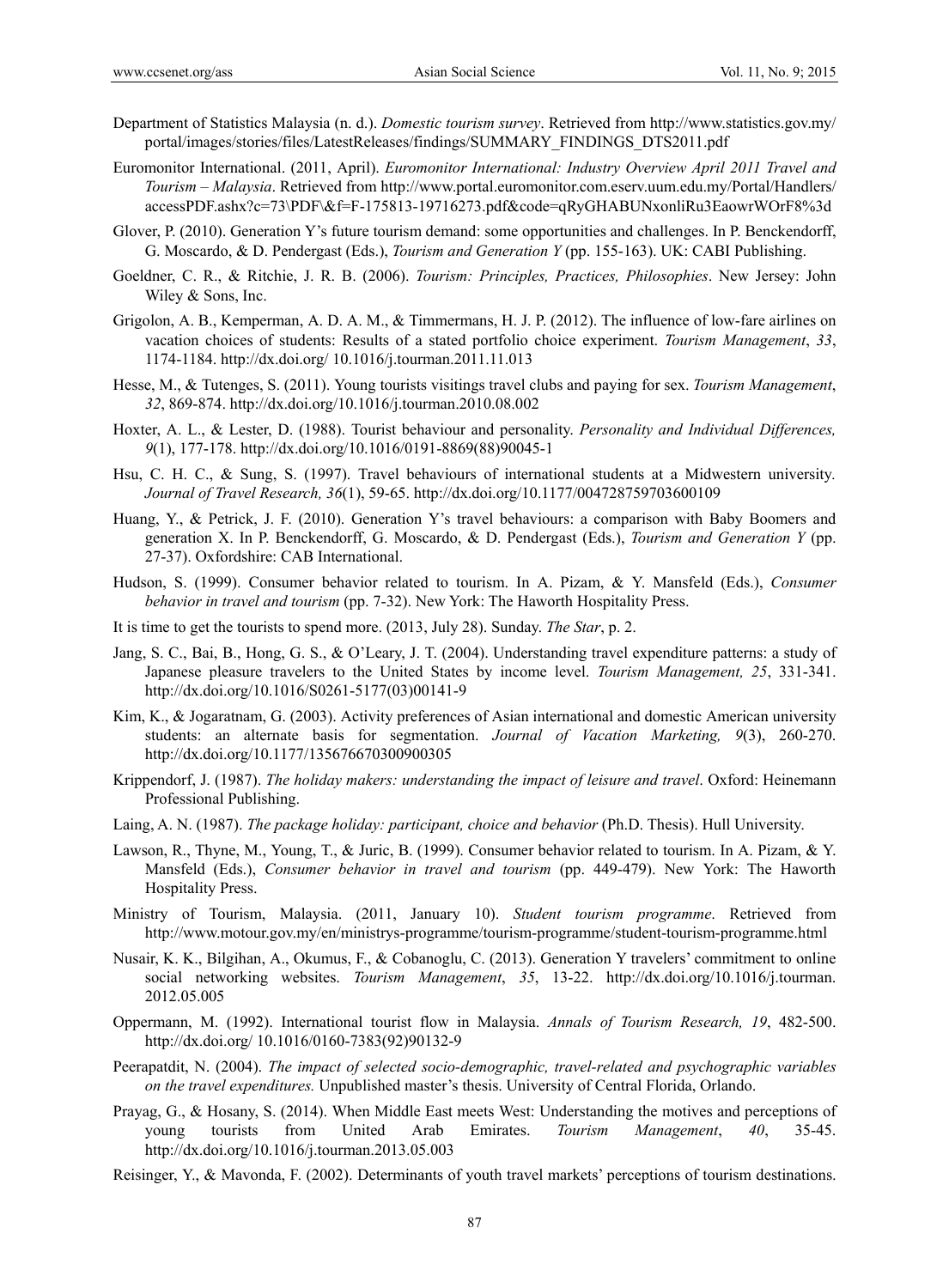Department of Statistics Malaysia (n. d.). *Domestic tourism survey*. Retrieved from http://www.statistics.gov.my/portal/images/stories/files/LatestReleases/findings/SUMMARY_FINDINGS_DTS2011.pdf

Euromonitor International. (2011, April). *Euromonitor International: Industry Overview April 2011 Travel and Tourism – Malaysia*. Retrieved from http://www.portal.euromonitor.com.eserv.uum.edu.my/Portal/Handlers/accessPDF.ashx?c=73\PDF\&f=F-175813-19716273.pdf&code=qRyGHABUNxonliRu3EaowrWOrF8%3d

Glover, P. (2010). Generation Y's future tourism demand: some opportunities and challenges. In P. Benckendorff, G. Moscardo, & D. Pendergast (Eds.), *Tourism and Generation Y* (pp. 155-163). UK: CABI Publishing.

Goeldner, C. R., & Ritchie, J. R. B. (2006). *Tourism: Principles, Practices, Philosophies*. New Jersey: John Wiley & Sons, Inc.

Grigolon, A. B., Kemperman, A. D. A. M., & Timmermans, H. J. P. (2012). The influence of low-fare airlines on vacation choices of students: Results of a stated portfolio choice experiment. *Tourism Management*, *33*, 1174-1184. http://dx.doi.org/ 10.1016/j.tourman.2011.11.013

Hesse, M., & Tutenges, S. (2011). Young tourists visitings travel clubs and paying for sex. *Tourism Management*, *32*, 869-874. http://dx.doi.org/10.1016/j.tourman.2010.08.002

Hoxter, A. L., & Lester, D. (1988). Tourist behaviour and personality. *Personality and Individual Differences, 9*(1), 177-178. http://dx.doi.org/10.1016/0191-8869(88)90045-1

Hsu, C. H. C., & Sung, S. (1997). Travel behaviours of international students at a Midwestern university. *Journal of Travel Research, 36*(1), 59-65. http://dx.doi.org/10.1177/004728759703600109

Huang, Y., & Petrick, J. F. (2010). Generation Y's travel behaviours: a comparison with Baby Boomers and generation X. In P. Benckendorff, G. Moscardo, & D. Pendergast (Eds.), *Tourism and Generation Y* (pp. 27-37). Oxfordshire: CAB International.

Hudson, S. (1999). Consumer behavior related to tourism. In A. Pizam, & Y. Mansfeld (Eds.), *Consumer behavior in travel and tourism* (pp. 7-32). New York: The Haworth Hospitality Press.

It is time to get the tourists to spend more. (2013, July 28). Sunday. *The Star*, p. 2.

Jang, S. C., Bai, B., Hong, G. S., & O'Leary, J. T. (2004). Understanding travel expenditure patterns: a study of Japanese pleasure travelers to the United States by income level. *Tourism Management, 25*, 331-341. http://dx.doi.org/10.1016/S0261-5177(03)00141-9

Kim, K., & Jogaratnam, G. (2003). Activity preferences of Asian international and domestic American university students: an alternate basis for segmentation. *Journal of Vacation Marketing, 9*(3), 260-270. http://dx.doi.org/10.1177/135676670300900305

Krippendorf, J. (1987). *The holiday makers: understanding the impact of leisure and travel*. Oxford: Heinemann Professional Publishing.

Laing, A. N. (1987). *The package holiday: participant, choice and behavior* (Ph.D. Thesis). Hull University.

Lawson, R., Thyne, M., Young, T., & Juric, B. (1999). Consumer behavior related to tourism. In A. Pizam, & Y. Mansfeld (Eds.), *Consumer behavior in travel and tourism* (pp. 449-479). New York: The Haworth Hospitality Press.

Ministry of Tourism, Malaysia. (2011, January 10). *Student tourism programme*. Retrieved from http://www.motour.gov.my/en/ministrys-programme/tourism-programme/student-tourism-programme.html

Nusair, K. K., Bilgihan, A., Okumus, F., & Cobanoglu, C. (2013). Generation Y travelers' commitment to online social networking websites. *Tourism Management*, *35*, 13-22. http://dx.doi.org/10.1016/j.tourman.2012.05.005

Oppermann, M. (1992). International tourist flow in Malaysia. *Annals of Tourism Research, 19*, 482-500. http://dx.doi.org/ 10.1016/0160-7383(92)90132-9

Peerapatdit, N. (2004). *The impact of selected socio-demographic, travel-related and psychographic variables on the travel expenditures.* Unpublished master's thesis. University of Central Florida, Orlando.

Prayag, G., & Hosany, S. (2014). When Middle East meets West: Understanding the motives and perceptions of young tourists from United Arab Emirates. *Tourism Management*, *40*, 35-45. http://dx.doi.org/10.1016/j.tourman.2013.05.003

Reisinger, Y., & Mavonda, F. (2002). Determinants of youth travel markets' perceptions of tourism destinations.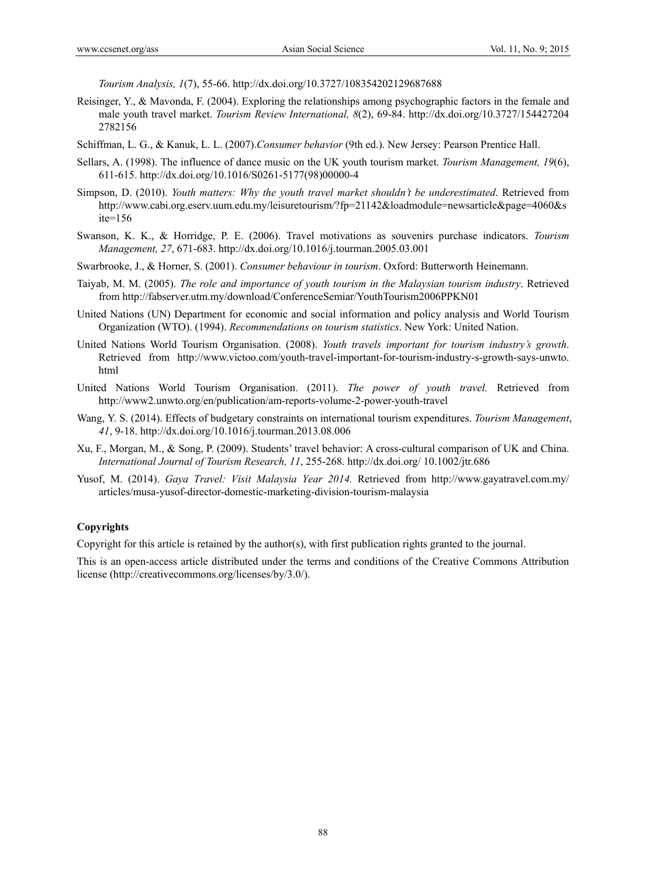*Tourism Analysis, 1*(7), 55-66. http://dx.doi.org/10.3727/108354202129687688

Reisinger, Y., & Mavonda, F. (2004). Exploring the relationships among psychographic factors in the female and male youth travel market. *Tourism Review International, 8*(2), 69-84. http://dx.doi.org/10.3727/1544272042782156

Schiffman, L. G., & Kanuk, L. L. (2007).*Consumer behavior* (9th ed.). New Jersey: Pearson Prentice Hall.

Sellars, A. (1998). The influence of dance music on the UK youth tourism market. *Tourism Management, 19*(6), 611-615. http://dx.doi.org/10.1016/S0261-5177(98)00000-4

Simpson, D. (2010). *Youth matters: Why the youth travel market shouldn't be underestimated*. Retrieved from http://www.cabi.org.eserv.uum.edu.my/leisuretourism/?fp=21142&loadmodule=newsarticle&page=4060&site=156

Swanson, K. K., & Horridge, P. E. (2006). Travel motivations as souvenirs purchase indicators. *Tourism Management, 27*, 671-683. http://dx.doi.org/10.1016/j.tourman.2005.03.001

Swarbrooke, J., & Horner, S. (2001). *Consumer behaviour in tourism*. Oxford: Butterworth Heinemann.

Taiyab, M. M. (2005). *The role and importance of youth tourism in the Malaysian tourism industry*. Retrieved from http://fabserver.utm.my/download/ConferenceSemiar/YouthTourism2006PPKN01

United Nations (UN) Department for economic and social information and policy analysis and World Tourism Organization (WTO). (1994). *Recommendations on tourism statistics*. New York: United Nation.

United Nations World Tourism Organisation. (2008). *Youth travels important for tourism industry's growth*. Retrieved from http://www.victoo.com/youth-travel-important-for-tourism-industry-s-growth-says-unwto.html

United Nations World Tourism Organisation. (2011). *The power of youth travel.* Retrieved from http://www2.unwto.org/en/publication/am-reports-volume-2-power-youth-travel

Wang, Y. S. (2014). Effects of budgetary constraints on international tourism expenditures. *Tourism Management*, *41*, 9-18. http://dx.doi.org/10.1016/j.tourman.2013.08.006

Xu, F., Morgan, M., & Song, P. (2009). Students' travel behavior: A cross-cultural comparison of UK and China. *International Journal of Tourism Research, 11*, 255-268. http://dx.doi.org/ 10.1002/jtr.686

Yusof, M. (2014). *Gaya Travel: Visit Malaysia Year 2014.* Retrieved from http://www.gayatravel.com.my/articles/musa-yusof-director-domestic-marketing-division-tourism-malaysia

## Copyrights

Copyright for this article is retained by the author(s), with first publication rights granted to the journal.

This is an open-access article distributed under the terms and conditions of the Creative Commons Attribution license (http://creativecommons.org/licenses/by/3.0/).